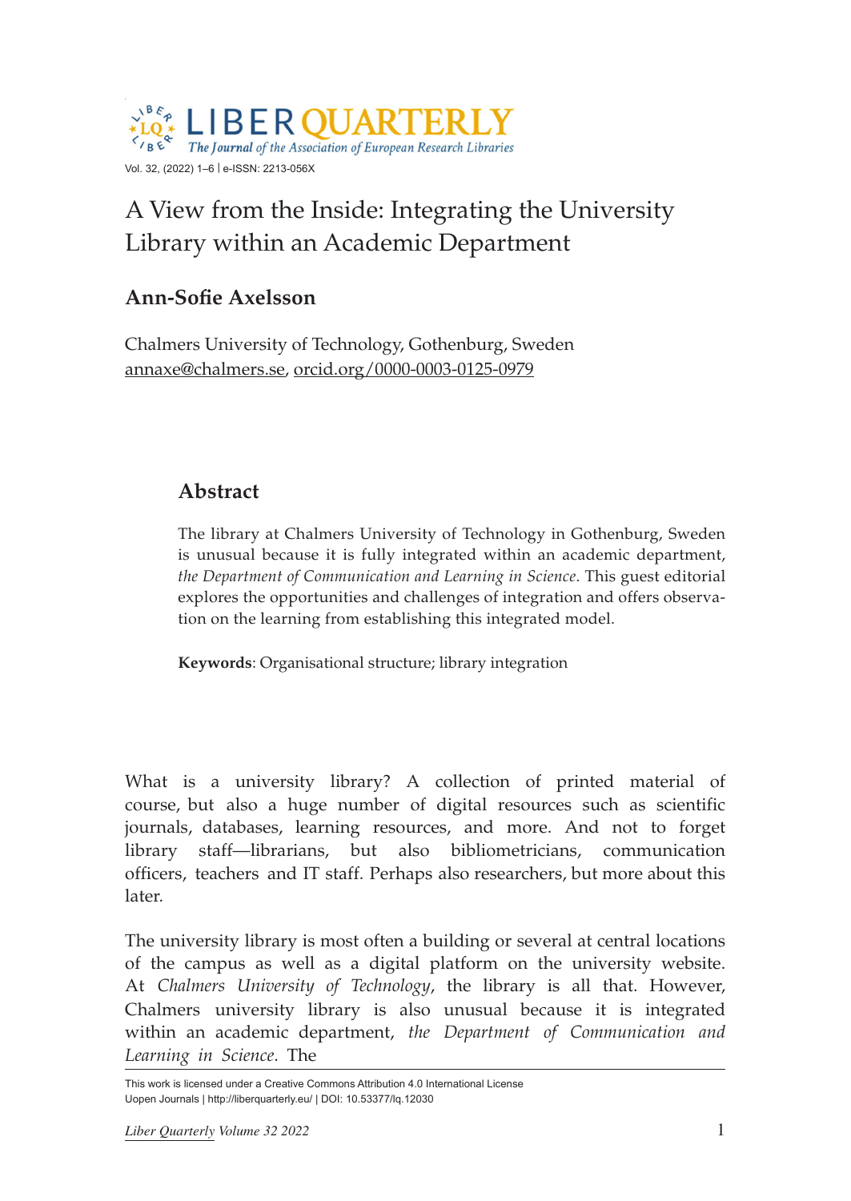# A View from the Inside: Integrating the University Library within an Academic Department

**Ann-Sofie Axelsson**

Chalmers University of Technology, Gothenburg, Sweden
annaxe@chalmers.se, orcid.org/0000-0003-0125-0979

## Abstract

The library at Chalmers University of Technology in Gothenburg, Sweden is unusual because it is fully integrated within an academic department, *the Department of Communication and Learning in Science*. This guest editorial explores the opportunities and challenges of integration and offers observation on the learning from establishing this integrated model.

**Keywords**: Organisational structure; library integration

What is a university library? A collection of printed material of course, but also a huge number of digital resources such as scientific journals, databases, learning resources, and more. And not to forget library staff—librarians, but also bibliometricians, communication officers, teachers and IT staff. Perhaps also researchers, but more about this later.

The university library is most often a building or several at central locations of the campus as well as a digital platform on the university website. At *Chalmers University of Technology*, the library is all that. However, Chalmers university library is also unusual because it is integrated within an academic department, *the Department of Communication and Learning in Science*. The

This work is licensed under a Creative Commons Attribution 4.0 International License
Uopen Journals | http://liberquarterly.eu/ | DOI: 10.53377/lq.12030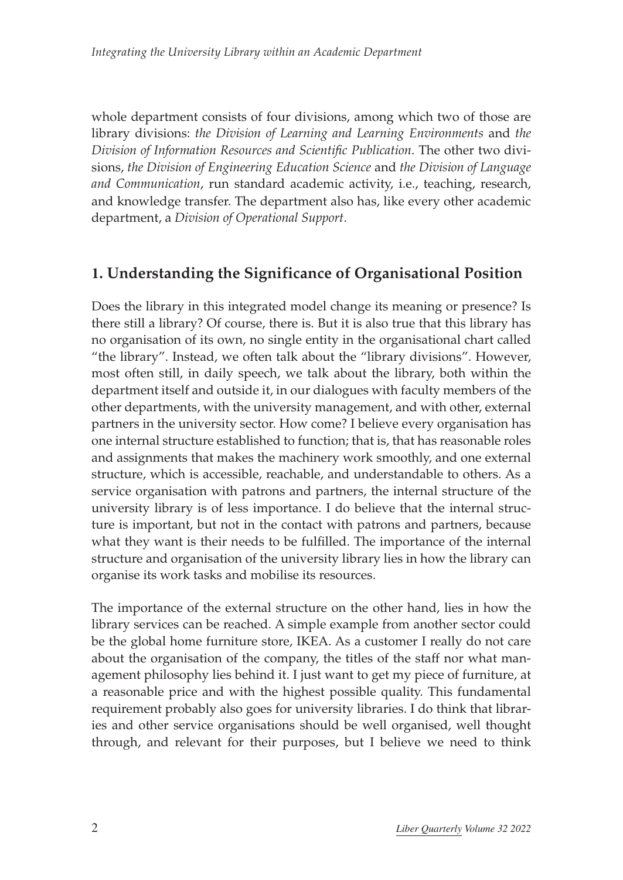whole department consists of four divisions, among which two of those are library divisions: *the Division of Learning and Learning Environments* and *the Division of Information Resources and Scientific Publication*. The other two divisions, *the Division of Engineering Education Science* and *the Division of Language and Communication*, run standard academic activity, i.e., teaching, research, and knowledge transfer. The department also has, like every other academic department, a *Division of Operational Support*.

## 1. Understanding the Significance of Organisational Position

Does the library in this integrated model change its meaning or presence? Is there still a library? Of course, there is. But it is also true that this library has no organisation of its own, no single entity in the organisational chart called "the library". Instead, we often talk about the "library divisions". However, most often still, in daily speech, we talk about the library, both within the department itself and outside it, in our dialogues with faculty members of the other departments, with the university management, and with other, external partners in the university sector. How come? I believe every organisation has one internal structure established to function; that is, that has reasonable roles and assignments that makes the machinery work smoothly, and one external structure, which is accessible, reachable, and understandable to others. As a service organisation with patrons and partners, the internal structure of the university library is of less importance. I do believe that the internal structure is important, but not in the contact with patrons and partners, because what they want is their needs to be fulfilled. The importance of the internal structure and organisation of the university library lies in how the library can organise its work tasks and mobilise its resources.

The importance of the external structure on the other hand, lies in how the library services can be reached. A simple example from another sector could be the global home furniture store, IKEA. As a customer I really do not care about the organisation of the company, the titles of the staff nor what management philosophy lies behind it. I just want to get my piece of furniture, at a reasonable price and with the highest possible quality. This fundamental requirement probably also goes for university libraries. I do think that libraries and other service organisations should be well organised, well thought through, and relevant for their purposes, but I believe we need to think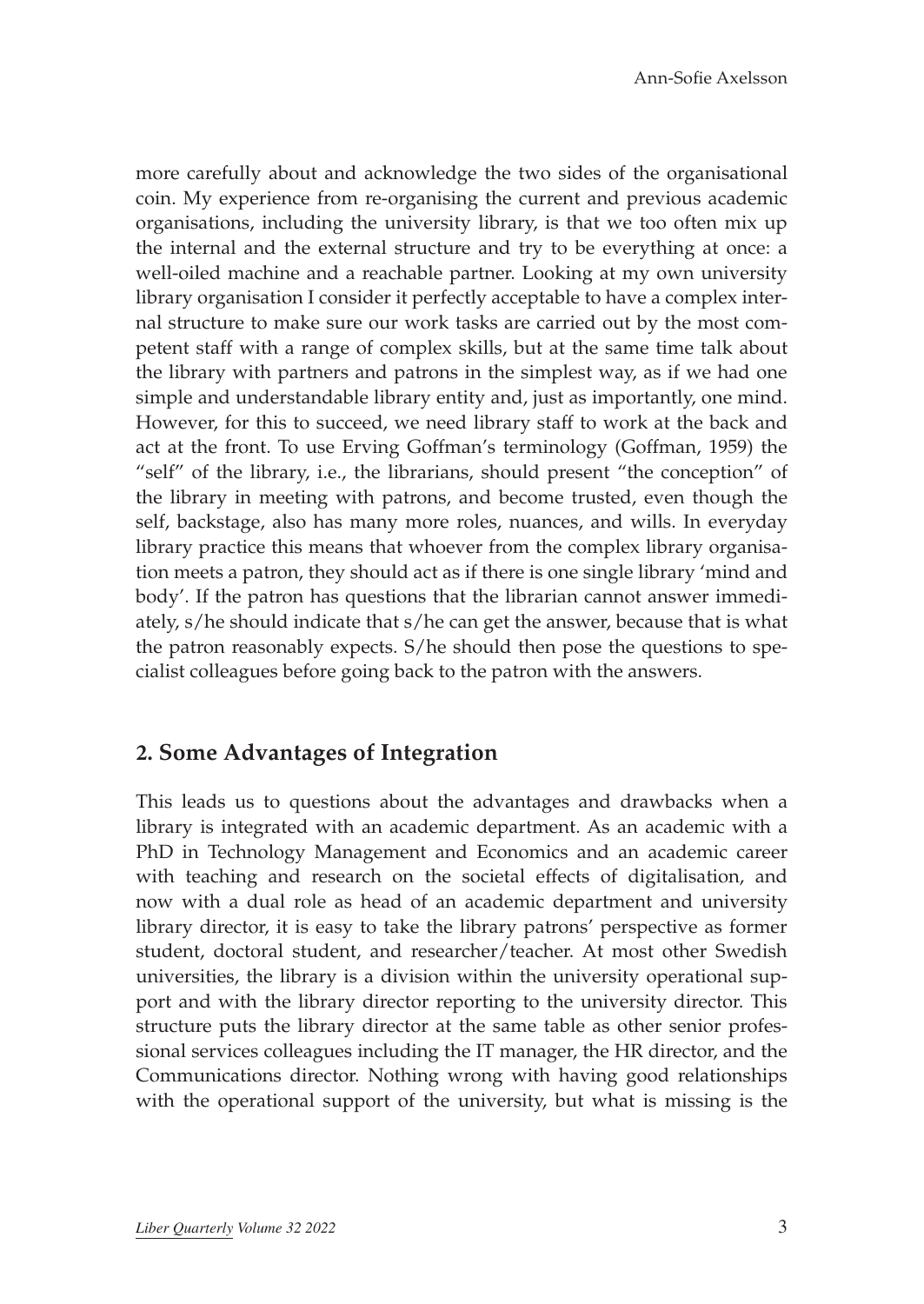more carefully about and acknowledge the two sides of the organisational coin. My experience from re-organising the current and previous academic organisations, including the university library, is that we too often mix up the internal and the external structure and try to be everything at once: a well-oiled machine and a reachable partner. Looking at my own university library organisation I consider it perfectly acceptable to have a complex internal structure to make sure our work tasks are carried out by the most competent staff with a range of complex skills, but at the same time talk about the library with partners and patrons in the simplest way, as if we had one simple and understandable library entity and, just as importantly, one mind. However, for this to succeed, we need library staff to work at the back and act at the front. To use Erving Goffman's terminology (Goffman, 1959) the "self" of the library, i.e., the librarians, should present "the conception" of the library in meeting with patrons, and become trusted, even though the self, backstage, also has many more roles, nuances, and wills. In everyday library practice this means that whoever from the complex library organisation meets a patron, they should act as if there is one single library 'mind and body'. If the patron has questions that the librarian cannot answer immediately, s/he should indicate that s/he can get the answer, because that is what the patron reasonably expects. S/he should then pose the questions to specialist colleagues before going back to the patron with the answers.

## 2. Some Advantages of Integration

This leads us to questions about the advantages and drawbacks when a library is integrated with an academic department. As an academic with a PhD in Technology Management and Economics and an academic career with teaching and research on the societal effects of digitalisation, and now with a dual role as head of an academic department and university library director, it is easy to take the library patrons' perspective as former student, doctoral student, and researcher/teacher. At most other Swedish universities, the library is a division within the university operational support and with the library director reporting to the university director. This structure puts the library director at the same table as other senior professional services colleagues including the IT manager, the HR director, and the Communications director. Nothing wrong with having good relationships with the operational support of the university, but what is missing is the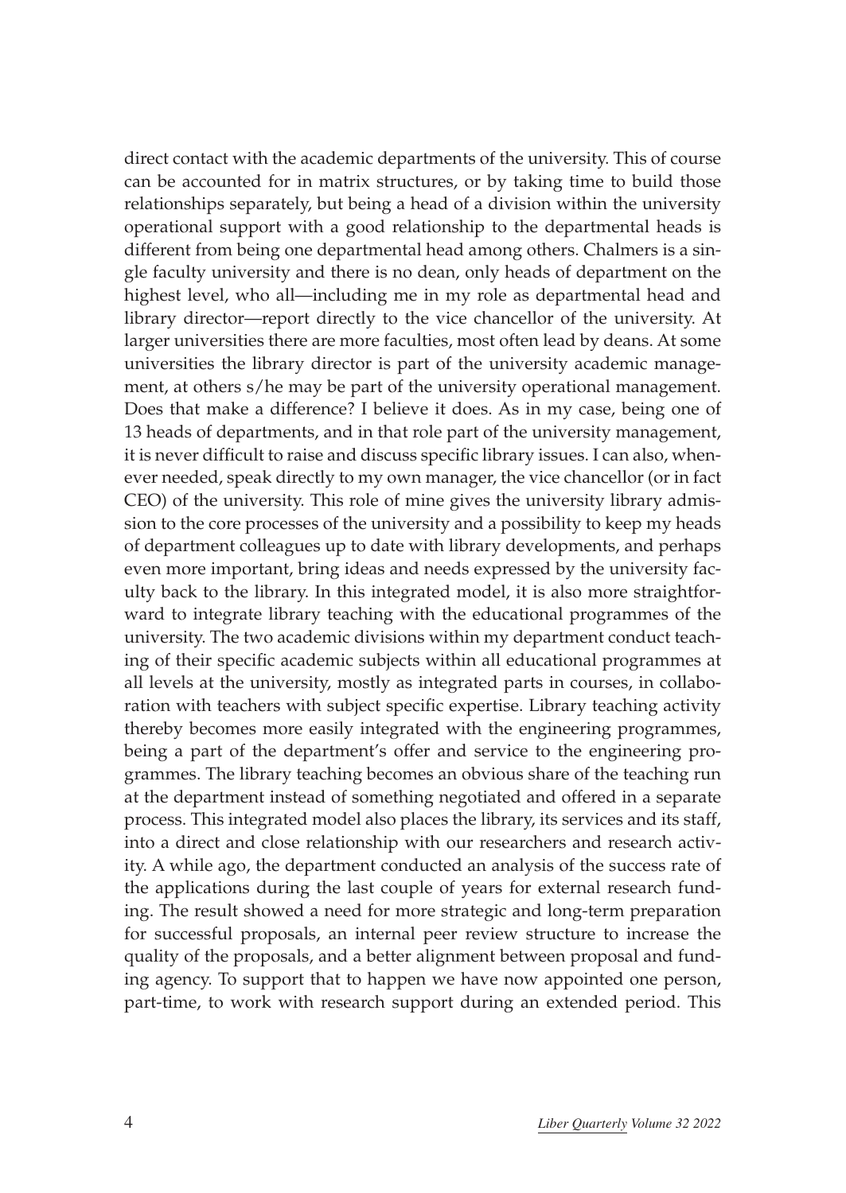direct contact with the academic departments of the university. This of course can be accounted for in matrix structures, or by taking time to build those relationships separately, but being a head of a division within the university operational support with a good relationship to the departmental heads is different from being one departmental head among others. Chalmers is a single faculty university and there is no dean, only heads of department on the highest level, who all—including me in my role as departmental head and library director—report directly to the vice chancellor of the university. At larger universities there are more faculties, most often lead by deans. At some universities the library director is part of the university academic management, at others s/he may be part of the university operational management. Does that make a difference? I believe it does. As in my case, being one of 13 heads of departments, and in that role part of the university management, it is never difficult to raise and discuss specific library issues. I can also, whenever needed, speak directly to my own manager, the vice chancellor (or in fact CEO) of the university. This role of mine gives the university library admission to the core processes of the university and a possibility to keep my heads of department colleagues up to date with library developments, and perhaps even more important, bring ideas and needs expressed by the university faculty back to the library. In this integrated model, it is also more straightforward to integrate library teaching with the educational programmes of the university. The two academic divisions within my department conduct teaching of their specific academic subjects within all educational programmes at all levels at the university, mostly as integrated parts in courses, in collaboration with teachers with subject specific expertise. Library teaching activity thereby becomes more easily integrated with the engineering programmes, being a part of the department's offer and service to the engineering programmes. The library teaching becomes an obvious share of the teaching run at the department instead of something negotiated and offered in a separate process. This integrated model also places the library, its services and its staff, into a direct and close relationship with our researchers and research activity. A while ago, the department conducted an analysis of the success rate of the applications during the last couple of years for external research funding. The result showed a need for more strategic and long-term preparation for successful proposals, an internal peer review structure to increase the quality of the proposals, and a better alignment between proposal and funding agency. To support that to happen we have now appointed one person, part-time, to work with research support during an extended period. This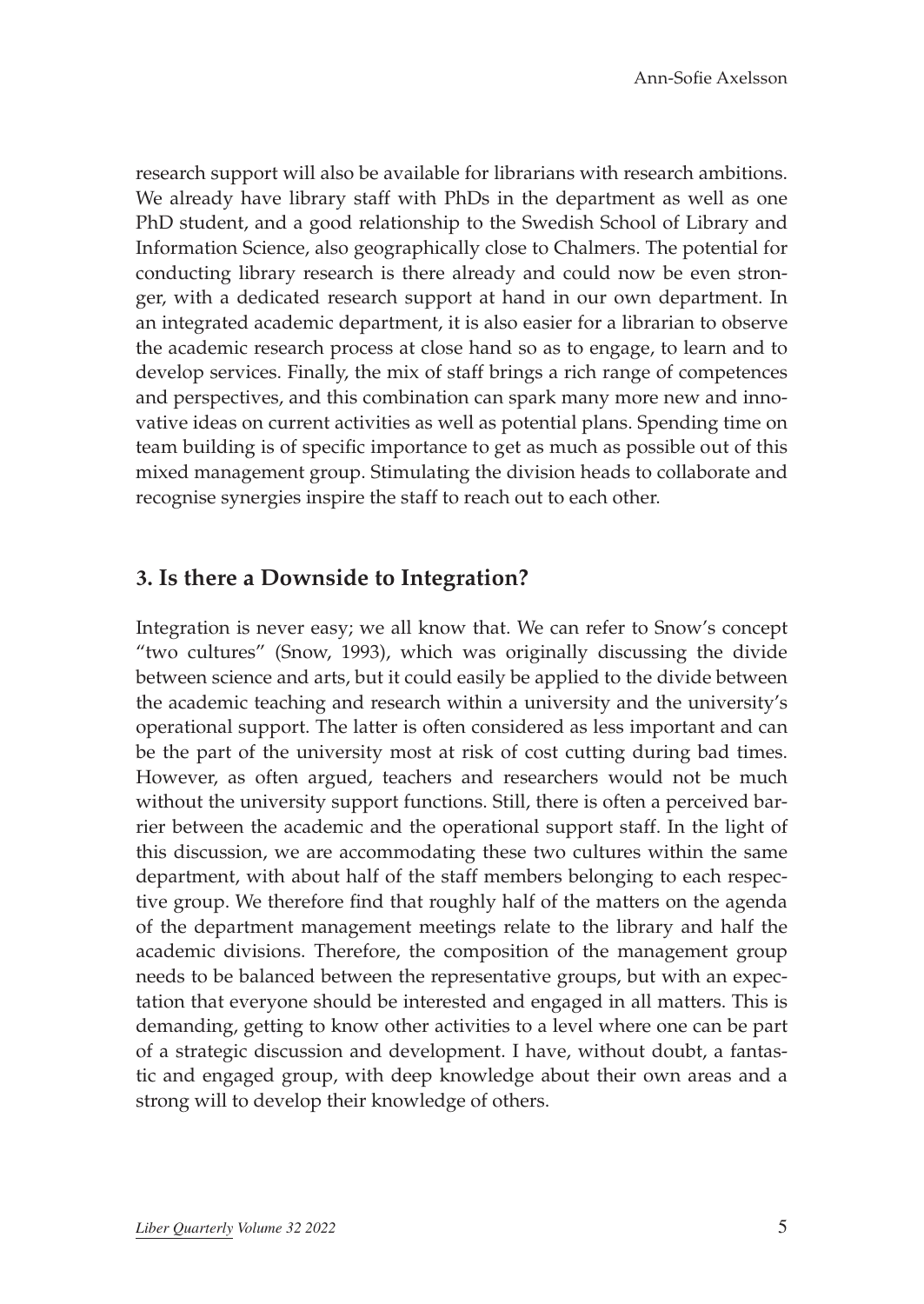research support will also be available for librarians with research ambitions. We already have library staff with PhDs in the department as well as one PhD student, and a good relationship to the Swedish School of Library and Information Science, also geographically close to Chalmers. The potential for conducting library research is there already and could now be even stronger, with a dedicated research support at hand in our own department. In an integrated academic department, it is also easier for a librarian to observe the academic research process at close hand so as to engage, to learn and to develop services. Finally, the mix of staff brings a rich range of competences and perspectives, and this combination can spark many more new and innovative ideas on current activities as well as potential plans. Spending time on team building is of specific importance to get as much as possible out of this mixed management group. Stimulating the division heads to collaborate and recognise synergies inspire the staff to reach out to each other.

## 3. Is there a Downside to Integration?

Integration is never easy; we all know that. We can refer to Snow's concept "two cultures" (Snow, 1993), which was originally discussing the divide between science and arts, but it could easily be applied to the divide between the academic teaching and research within a university and the university's operational support. The latter is often considered as less important and can be the part of the university most at risk of cost cutting during bad times. However, as often argued, teachers and researchers would not be much without the university support functions. Still, there is often a perceived barrier between the academic and the operational support staff. In the light of this discussion, we are accommodating these two cultures within the same department, with about half of the staff members belonging to each respective group. We therefore find that roughly half of the matters on the agenda of the department management meetings relate to the library and half the academic divisions. Therefore, the composition of the management group needs to be balanced between the representative groups, but with an expectation that everyone should be interested and engaged in all matters. This is demanding, getting to know other activities to a level where one can be part of a strategic discussion and development. I have, without doubt, a fantastic and engaged group, with deep knowledge about their own areas and a strong will to develop their knowledge of others.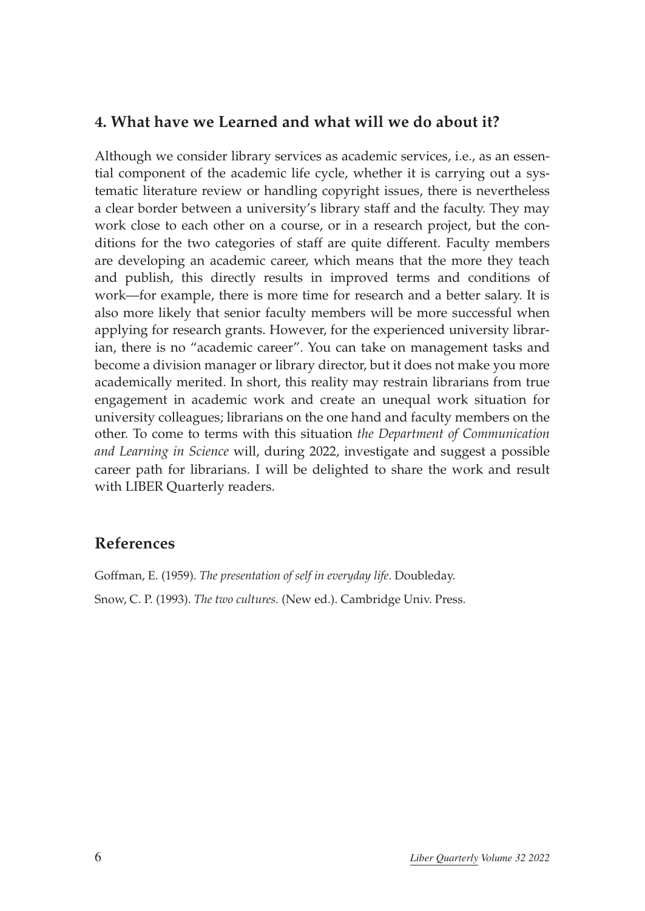## 4. What have we Learned and what will we do about it?

Although we consider library services as academic services, i.e., as an essential component of the academic life cycle, whether it is carrying out a systematic literature review or handling copyright issues, there is nevertheless a clear border between a university's library staff and the faculty. They may work close to each other on a course, or in a research project, but the conditions for the two categories of staff are quite different. Faculty members are developing an academic career, which means that the more they teach and publish, this directly results in improved terms and conditions of work—for example, there is more time for research and a better salary. It is also more likely that senior faculty members will be more successful when applying for research grants. However, for the experienced university librarian, there is no "academic career". You can take on management tasks and become a division manager or library director, but it does not make you more academically merited. In short, this reality may restrain librarians from true engagement in academic work and create an unequal work situation for university colleagues; librarians on the one hand and faculty members on the other. To come to terms with this situation *the Department of Communication and Learning in Science* will, during 2022, investigate and suggest a possible career path for librarians. I will be delighted to share the work and result with LIBER Quarterly readers.

## References

Goffman, E. (1959). *The presentation of self in everyday life*. Doubleday.

Snow, C. P. (1993). *The two cultures.* (New ed.). Cambridge Univ. Press.